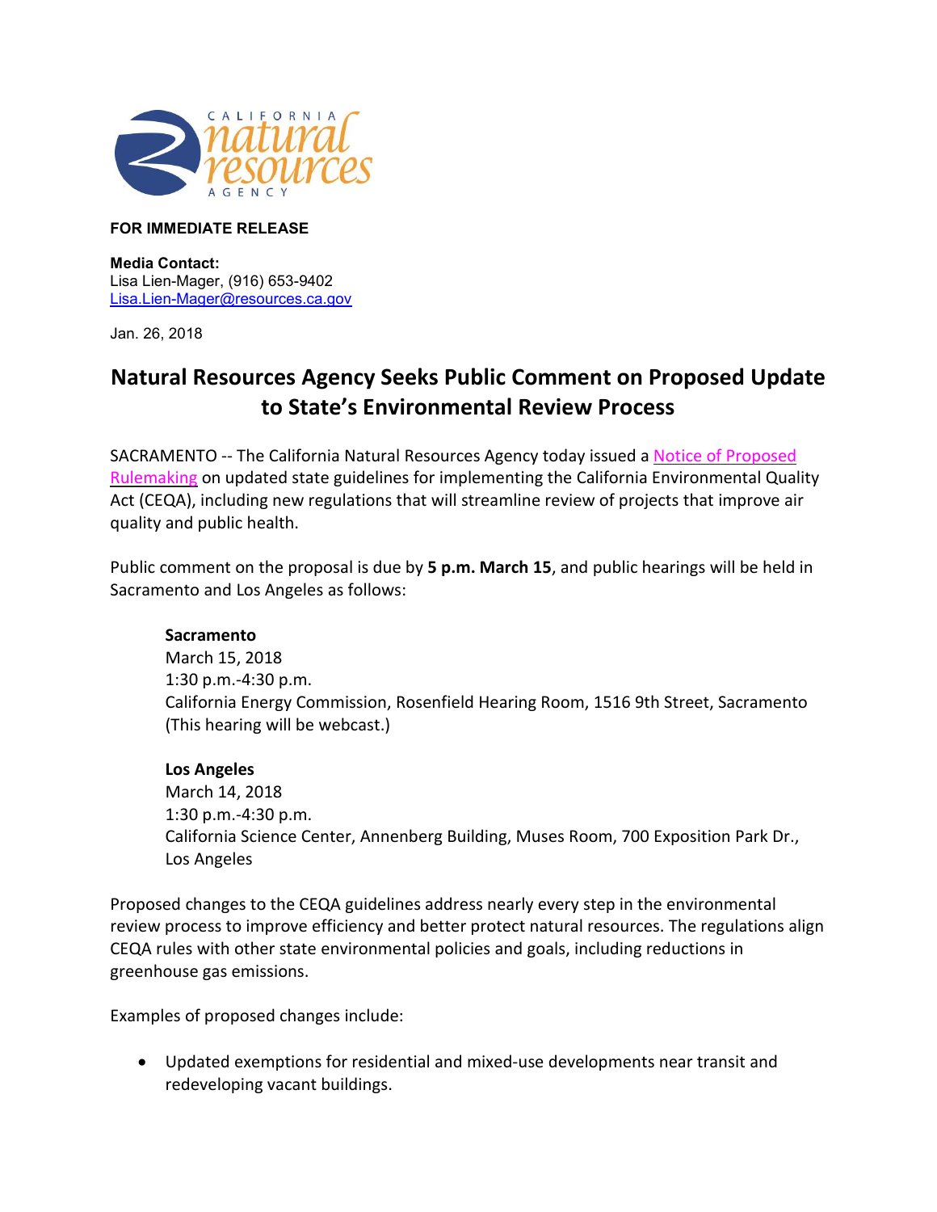**FOR IMMEDIATE RELEASE**

**Media Contact:**
Lisa Lien-Mager, (916) 653-9402
Lisa.Lien-Mager@resources.ca.gov

Jan. 26, 2018

# Natural Resources Agency Seeks Public Comment on Proposed Update to State's Environmental Review Process

SACRAMENTO -- The California Natural Resources Agency today issued a Notice of Proposed Rulemaking on updated state guidelines for implementing the California Environmental Quality Act (CEQA), including new regulations that will streamline review of projects that improve air quality and public health.

Public comment on the proposal is due by **5 p.m. March 15**, and public hearings will be held in Sacramento and Los Angeles as follows:

> **Sacramento**
> March 15, 2018
> 1:30 p.m.-4:30 p.m.
> California Energy Commission, Rosenfield Hearing Room, 1516 9th Street, Sacramento
> (This hearing will be webcast.)
>
> **Los Angeles**
> March 14, 2018
> 1:30 p.m.-4:30 p.m.
> California Science Center, Annenberg Building, Muses Room, 700 Exposition Park Dr., Los Angeles

Proposed changes to the CEQA guidelines address nearly every step in the environmental review process to improve efficiency and better protect natural resources. The regulations align CEQA rules with other state environmental policies and goals, including reductions in greenhouse gas emissions.

Examples of proposed changes include:

- Updated exemptions for residential and mixed-use developments near transit and redeveloping vacant buildings.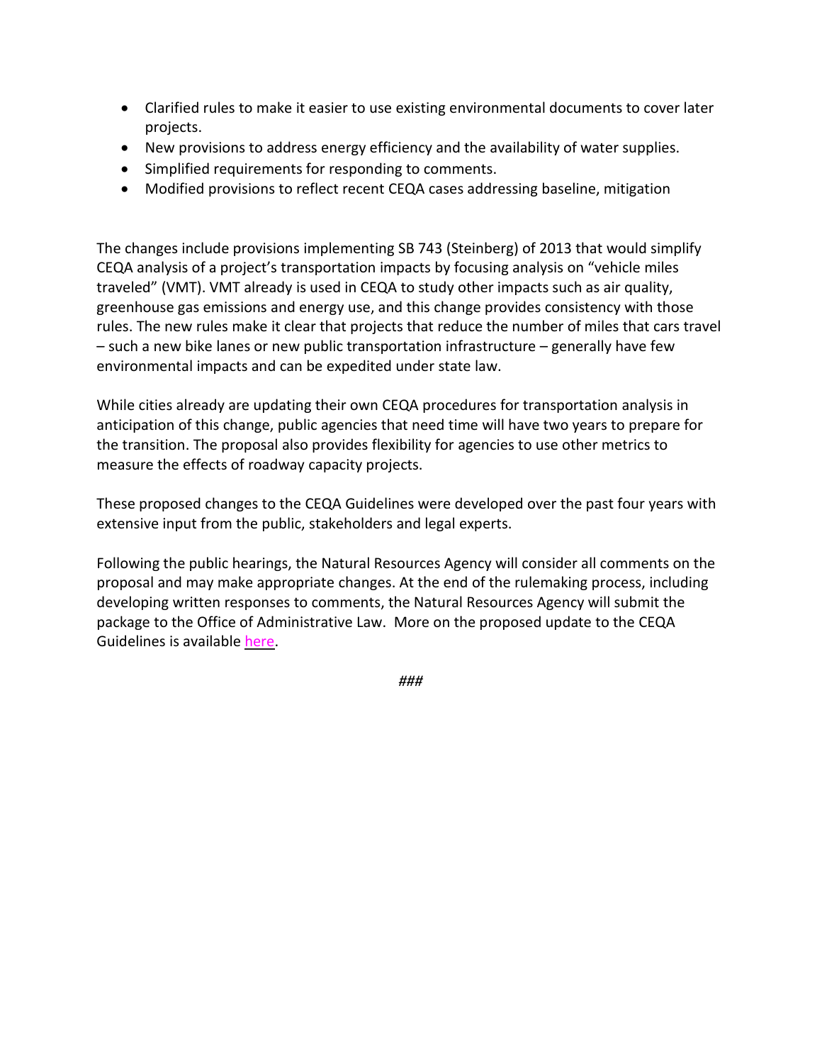- Clarified rules to make it easier to use existing environmental documents to cover later projects.
- New provisions to address energy efficiency and the availability of water supplies.
- Simplified requirements for responding to comments.
- Modified provisions to reflect recent CEQA cases addressing baseline, mitigation

The changes include provisions implementing SB 743 (Steinberg) of 2013 that would simplify CEQA analysis of a project's transportation impacts by focusing analysis on "vehicle miles traveled" (VMT). VMT already is used in CEQA to study other impacts such as air quality, greenhouse gas emissions and energy use, and this change provides consistency with those rules. The new rules make it clear that projects that reduce the number of miles that cars travel – such a new bike lanes or new public transportation infrastructure – generally have few environmental impacts and can be expedited under state law.

While cities already are updating their own CEQA procedures for transportation analysis in anticipation of this change, public agencies that need time will have two years to prepare for the transition. The proposal also provides flexibility for agencies to use other metrics to measure the effects of roadway capacity projects.

These proposed changes to the CEQA Guidelines were developed over the past four years with extensive input from the public, stakeholders and legal experts.

Following the public hearings, the Natural Resources Agency will consider all comments on the proposal and may make appropriate changes. At the end of the rulemaking process, including developing written responses to comments, the Natural Resources Agency will submit the package to the Office of Administrative Law. More on the proposed update to the CEQA Guidelines is available here.

###